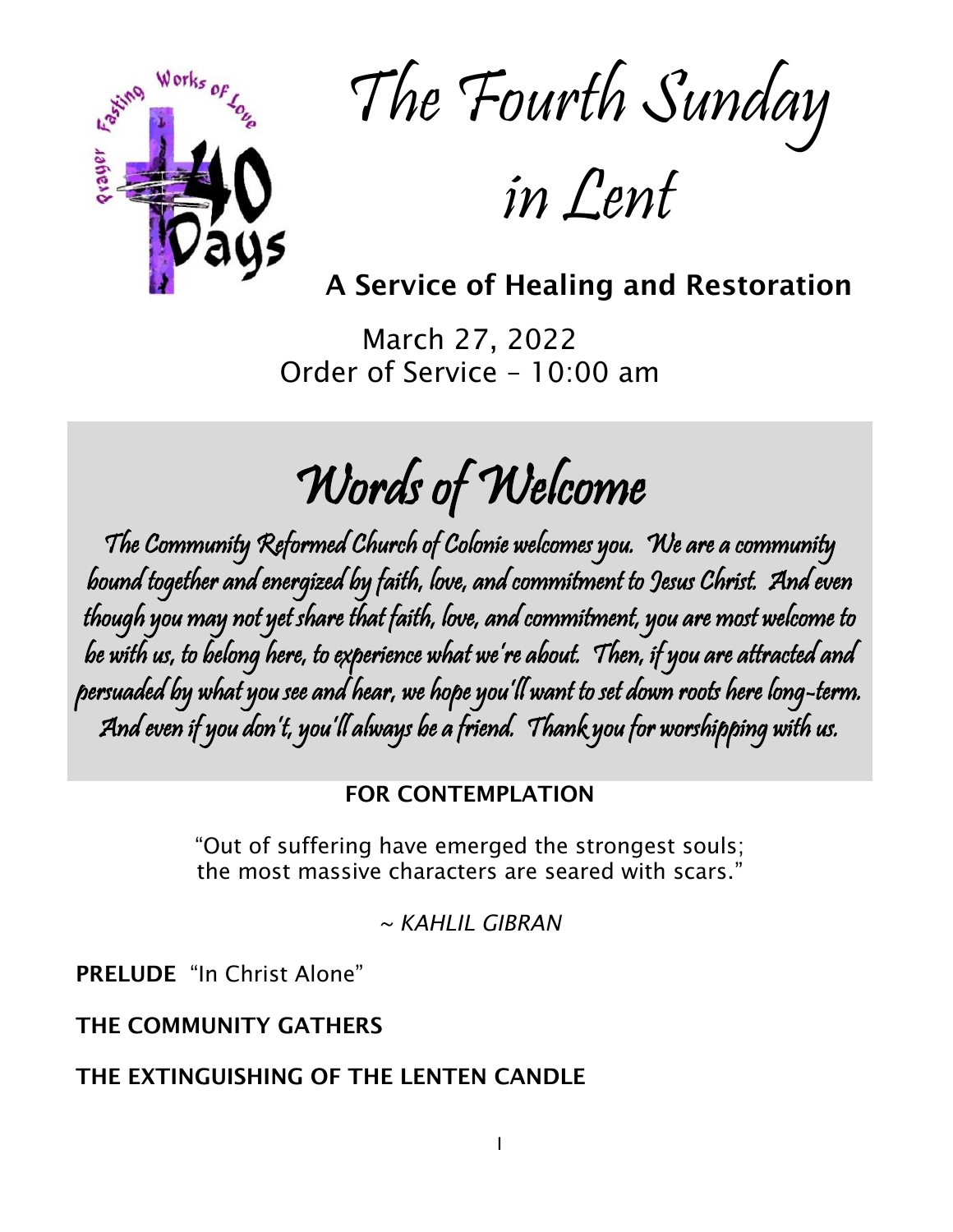# The Fourth Sunday in Lent

## A Service of Healing and Restoration

March 27, 2022
Order of Service – 10:00 am

## Words of Welcome

The Community Reformed Church of Colonie welcomes you. We are a community bound together and energized by faith, love, and commitment to Jesus Christ. And even though you may not yet share that faith, love, and commitment, you are most welcome to be with us, to belong here, to experience what we're about. Then, if you are attracted and persuaded by what you see and hear, we hope you'll want to set down roots here long-term. And even if you don't, you'll always be a friend. Thank you for worshipping with us.

**FOR CONTEMPLATION**

"Out of suffering have emerged the strongest souls;
the most massive characters are seared with scars."

*~ KAHLIL GIBRAN*

**PRELUDE** "In Christ Alone"

**THE COMMUNITY GATHERS**

**THE EXTINGUISHING OF THE LENTEN CANDLE**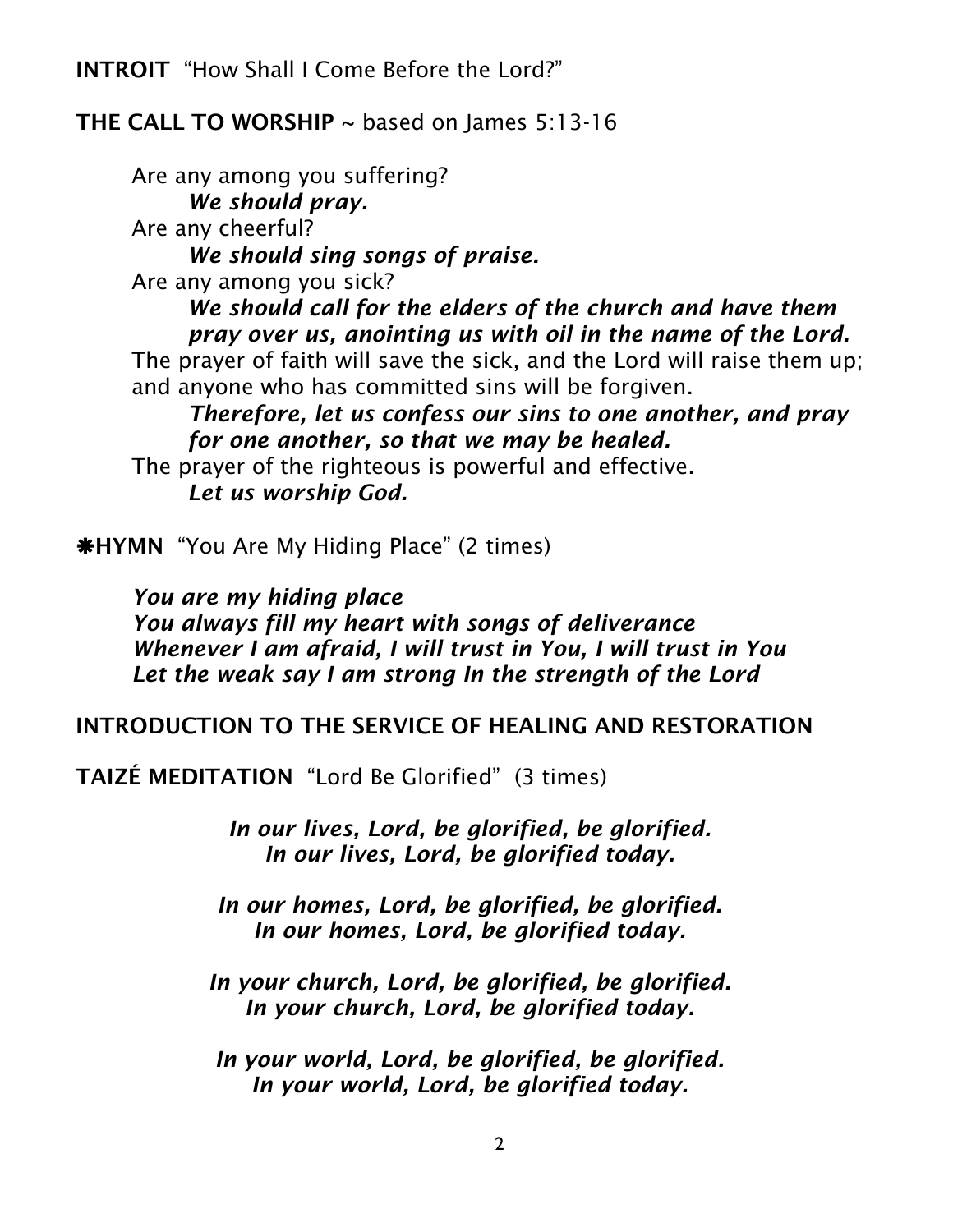**INTROIT** "How Shall I Come Before the Lord?"

**THE CALL TO WORSHIP** ~ based on James 5:13-16

Are any among you suffering?
*We should pray.*
Are any cheerful?
*We should sing songs of praise.*
Are any among you sick?
*We should call for the elders of the church and have them pray over us, anointing us with oil in the name of the Lord.*
The prayer of faith will save the sick, and the Lord will raise them up; and anyone who has committed sins will be forgiven.
*Therefore, let us confess our sins to one another, and pray for one another, so that we may be healed.*
The prayer of the righteous is powerful and effective.
*Let us worship God.*

**❋HYMN** "You Are My Hiding Place" (2 times)

*You are my hiding place*
*You always fill my heart with songs of deliverance*
*Whenever I am afraid, I will trust in You, I will trust in You*
*Let the weak say I am strong In the strength of the Lord*

**INTRODUCTION TO THE SERVICE OF HEALING AND RESTORATION**

**TAIZÉ MEDITATION** "Lord Be Glorified" (3 times)

*In our lives, Lord, be glorified, be glorified.*
*In our lives, Lord, be glorified today.*

*In our homes, Lord, be glorified, be glorified.*
*In our homes, Lord, be glorified today.*

*In your church, Lord, be glorified, be glorified.*
*In your church, Lord, be glorified today.*

*In your world, Lord, be glorified, be glorified.*
*In your world, Lord, be glorified today.*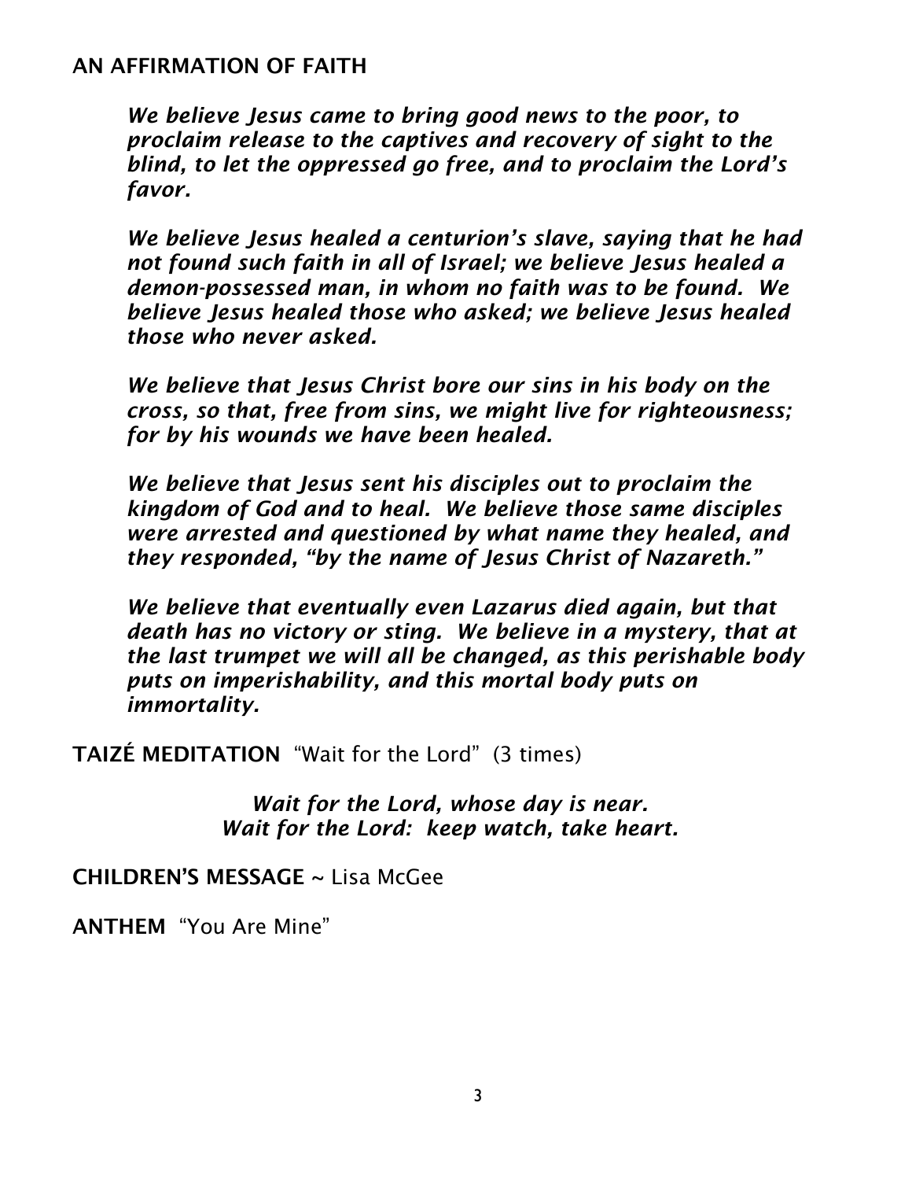## AN AFFIRMATION OF FAITH

***We believe Jesus came to bring good news to the poor, to proclaim release to the captives and recovery of sight to the blind, to let the oppressed go free, and to proclaim the Lord's favor.***

***We believe Jesus healed a centurion's slave, saying that he had not found such faith in all of Israel; we believe Jesus healed a demon-possessed man, in whom no faith was to be found. We believe Jesus healed those who asked; we believe Jesus healed those who never asked.***

***We believe that Jesus Christ bore our sins in his body on the cross, so that, free from sins, we might live for righteousness; for by his wounds we have been healed.***

***We believe that Jesus sent his disciples out to proclaim the kingdom of God and to heal. We believe those same disciples were arrested and questioned by what name they healed, and they responded, "by the name of Jesus Christ of Nazareth."***

***We believe that eventually even Lazarus died again, but that death has no victory or sting. We believe in a mystery, that at the last trumpet we will all be changed, as this perishable body puts on imperishability, and this mortal body puts on immortality.***

**TAIZÉ MEDITATION** "Wait for the Lord" (3 times)

***Wait for the Lord, whose day is near.***
***Wait for the Lord: keep watch, take heart.***

**CHILDREN'S MESSAGE** ~ Lisa McGee

**ANTHEM** "You Are Mine"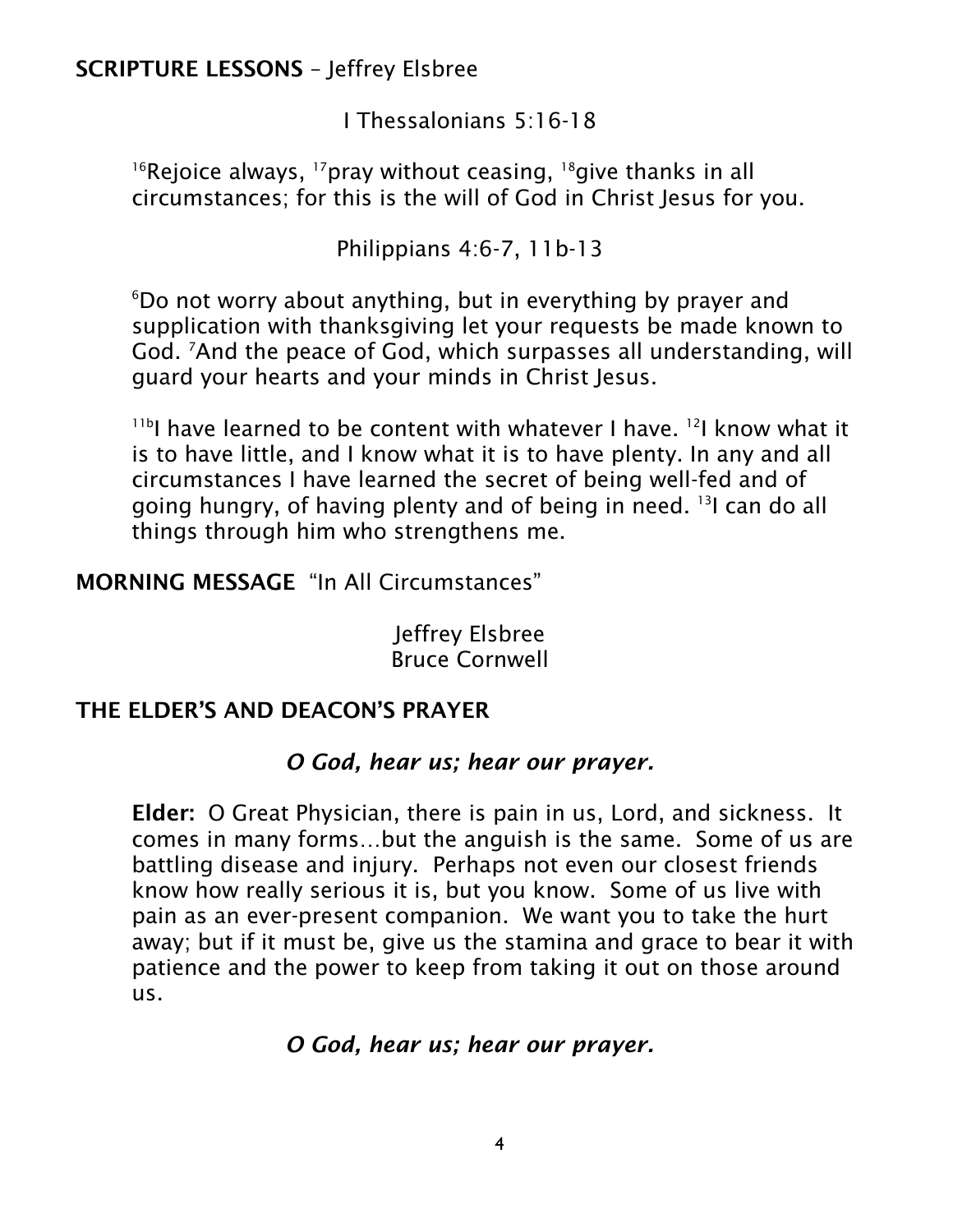**SCRIPTURE LESSONS** – Jeffrey Elsbree

I Thessalonians 5:16-18

[16]Rejoice always, [17]pray without ceasing, [18]give thanks in all circumstances; for this is the will of God in Christ Jesus for you.

Philippians 4:6-7, 11b-13

[6]Do not worry about anything, but in everything by prayer and supplication with thanksgiving let your requests be made known to God. [7]And the peace of God, which surpasses all understanding, will guard your hearts and your minds in Christ Jesus.

[11b]I have learned to be content with whatever I have. [12]I know what it is to have little, and I know what it is to have plenty. In any and all circumstances I have learned the secret of being well-fed and of going hungry, of having plenty and of being in need. [13]I can do all things through him who strengthens me.

**MORNING MESSAGE** "In All Circumstances"

Jeffrey Elsbree
Bruce Cornwell

**THE ELDER'S AND DEACON'S PRAYER**

***O God, hear us; hear our prayer.***

**Elder:** O Great Physician, there is pain in us, Lord, and sickness. It comes in many forms…but the anguish is the same. Some of us are battling disease and injury. Perhaps not even our closest friends know how really serious it is, but you know. Some of us live with pain as an ever-present companion. We want you to take the hurt away; but if it must be, give us the stamina and grace to bear it with patience and the power to keep from taking it out on those around us.

***O God, hear us; hear our prayer.***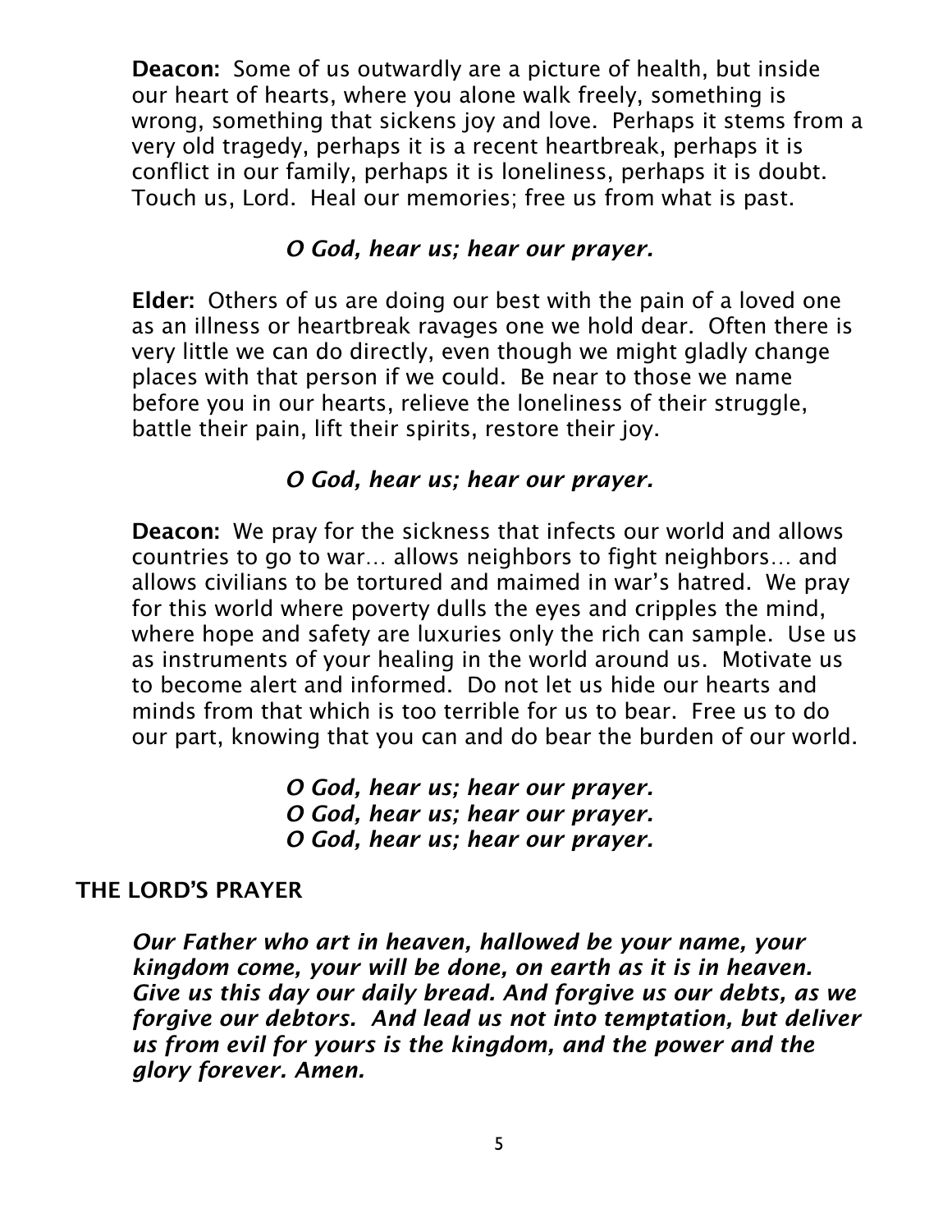**Deacon:** Some of us outwardly are a picture of health, but inside our heart of hearts, where you alone walk freely, something is wrong, something that sickens joy and love. Perhaps it stems from a very old tragedy, perhaps it is a recent heartbreak, perhaps it is conflict in our family, perhaps it is loneliness, perhaps it is doubt. Touch us, Lord. Heal our memories; free us from what is past.

***O God, hear us; hear our prayer.***

**Elder:** Others of us are doing our best with the pain of a loved one as an illness or heartbreak ravages one we hold dear. Often there is very little we can do directly, even though we might gladly change places with that person if we could. Be near to those we name before you in our hearts, relieve the loneliness of their struggle, battle their pain, lift their spirits, restore their joy.

***O God, hear us; hear our prayer.***

**Deacon:** We pray for the sickness that infects our world and allows countries to go to war… allows neighbors to fight neighbors… and allows civilians to be tortured and maimed in war's hatred. We pray for this world where poverty dulls the eyes and cripples the mind, where hope and safety are luxuries only the rich can sample. Use us as instruments of your healing in the world around us. Motivate us to become alert and informed. Do not let us hide our hearts and minds from that which is too terrible for us to bear. Free us to do our part, knowing that you can and do bear the burden of our world.

***O God, hear us; hear our prayer.***
***O God, hear us; hear our prayer.***
***O God, hear us; hear our prayer.***

## THE LORD'S PRAYER

***Our Father who art in heaven, hallowed be your name, your kingdom come, your will be done, on earth as it is in heaven. Give us this day our daily bread. And forgive us our debts, as we forgive our debtors. And lead us not into temptation, but deliver us from evil for yours is the kingdom, and the power and the glory forever. Amen.***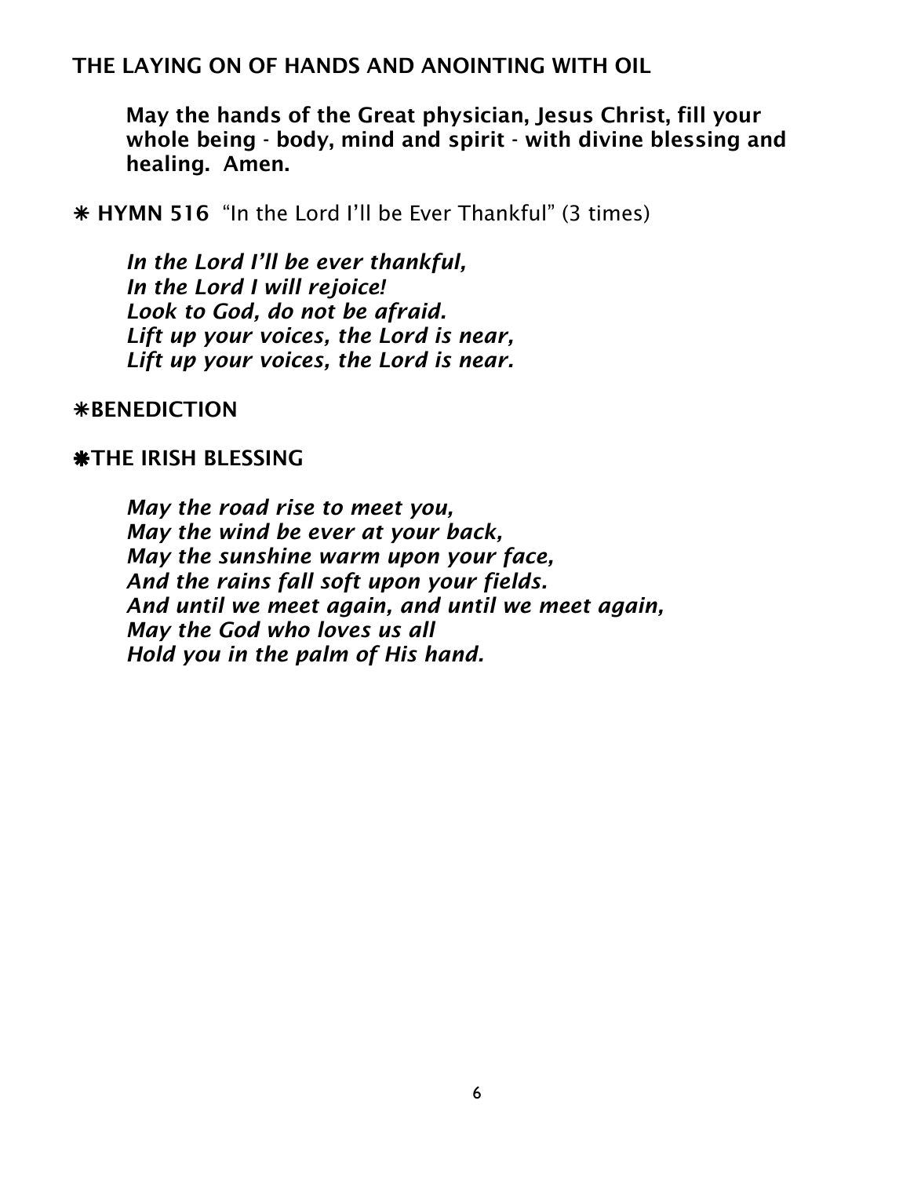**THE LAYING ON OF HANDS AND ANOINTING WITH OIL**

**May the hands of the Great physician, Jesus Christ, fill your whole being - body, mind and spirit - with divine blessing and healing. Amen.**

✳ **HYMN 516** "In the Lord I'll be Ever Thankful" (3 times)

***In the Lord I'll be ever thankful,***
***In the Lord I will rejoice!***
***Look to God, do not be afraid.***
***Lift up your voices, the Lord is near,***
***Lift up your voices, the Lord is near.***

**✳BENEDICTION**

**❋THE IRISH BLESSING**

***May the road rise to meet you,***
***May the wind be ever at your back,***
***May the sunshine warm upon your face,***
***And the rains fall soft upon your fields.***
***And until we meet again, and until we meet again,***
***May the God who loves us all***
***Hold you in the palm of His hand.***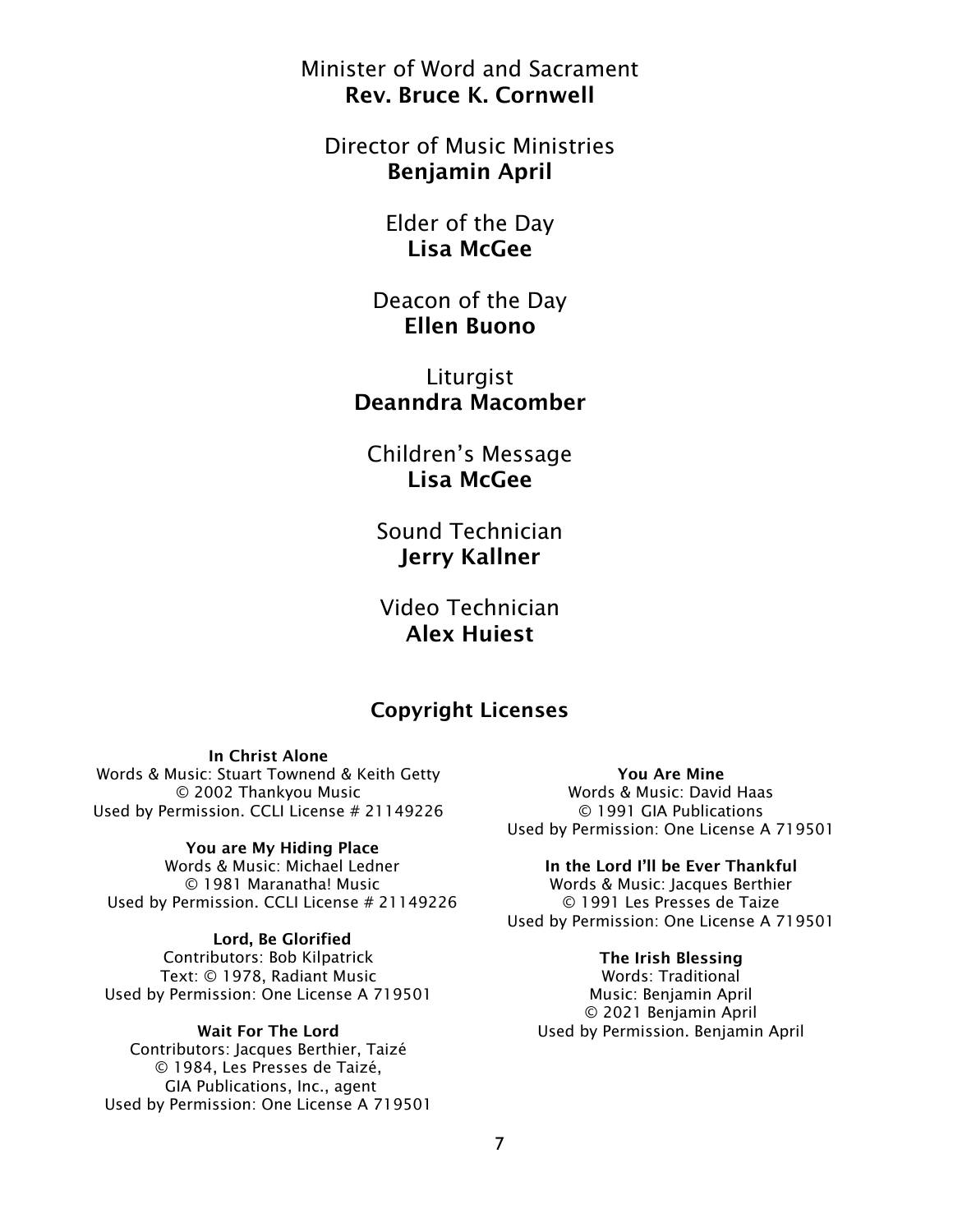Minister of Word and Sacrament
**Rev. Bruce K. Cornwell**

Director of Music Ministries
**Benjamin April**

Elder of the Day
**Lisa McGee**

Deacon of the Day
**Ellen Buono**

Liturgist
**Deanndra Macomber**

Children's Message
**Lisa McGee**

Sound Technician
**Jerry Kallner**

Video Technician
**Alex Huiest**

## Copyright Licenses

**In Christ Alone**
Words & Music: Stuart Townend & Keith Getty
© 2002 Thankyou Music
Used by Permission. CCLI License # 21149226

**You are My Hiding Place**
Words & Music: Michael Ledner
© 1981 Maranatha! Music
Used by Permission. CCLI License # 21149226

**Lord, Be Glorified**
Contributors: Bob Kilpatrick
Text: © 1978, Radiant Music
Used by Permission: One License A 719501

**Wait For The Lord**
Contributors: Jacques Berthier, Taizé
© 1984, Les Presses de Taizé,
GIA Publications, Inc., agent
Used by Permission: One License A 719501

**You Are Mine**
Words & Music: David Haas
© 1991 GIA Publications
Used by Permission: One License A 719501

**In the Lord I'll be Ever Thankful**
Words & Music: Jacques Berthier
© 1991 Les Presses de Taize
Used by Permission: One License A 719501

**The Irish Blessing**
Words: Traditional
Music: Benjamin April
© 2021 Benjamin April
Used by Permission. Benjamin April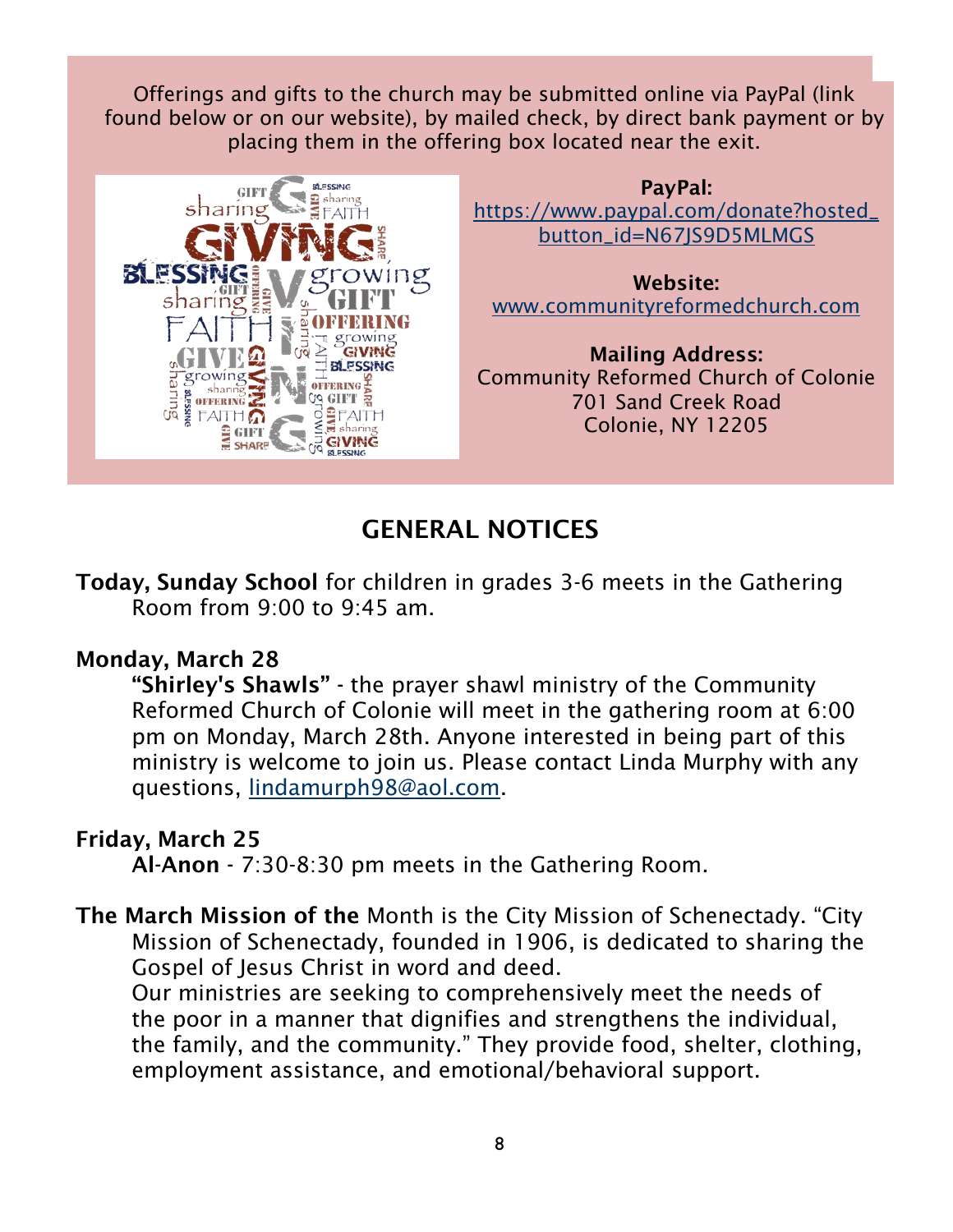Offerings and gifts to the church may be submitted online via PayPal (link found below or on our website), by mailed check, by direct bank payment or by placing them in the offering box located near the exit.

**PayPal:**
https://www.paypal.com/donate?hosted_button_id=N67JS9D5MLMGS

**Website:**
www.communityreformedchurch.com

**Mailing Address:**
Community Reformed Church of Colonie
701 Sand Creek Road
Colonie, NY 12205

## GENERAL NOTICES

**Today, Sunday School** for children in grades 3-6 meets in the Gathering Room from 9:00 to 9:45 am.

**Monday, March 28**

**"Shirley's Shawls"** - the prayer shawl ministry of the Community Reformed Church of Colonie will meet in the gathering room at 6:00 pm on Monday, March 28th. Anyone interested in being part of this ministry is welcome to join us. Please contact Linda Murphy with any questions, lindamurph98@aol.com.

**Friday, March 25**

**Al-Anon** - 7:30-8:30 pm meets in the Gathering Room.

**The March Mission of the** Month is the City Mission of Schenectady. "City Mission of Schenectady, founded in 1906, is dedicated to sharing the Gospel of Jesus Christ in word and deed.
Our ministries are seeking to comprehensively meet the needs of the poor in a manner that dignifies and strengthens the individual, the family, and the community." They provide food, shelter, clothing, employment assistance, and emotional/behavioral support.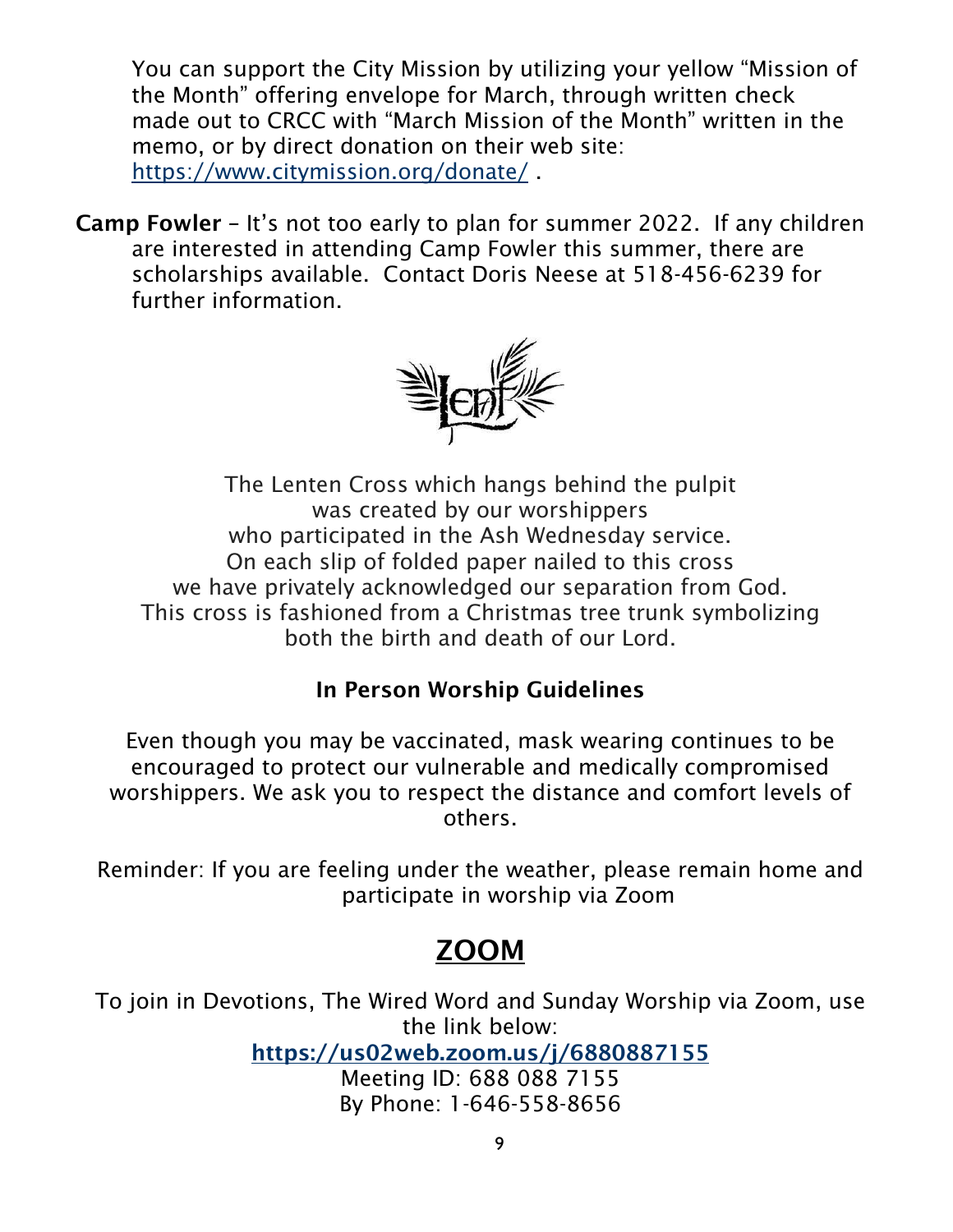You can support the City Mission by utilizing your yellow "Mission of the Month" offering envelope for March, through written check made out to CRCC with "March Mission of the Month" written in the memo, or by direct donation on their web site: https://www.citymission.org/donate/ .

**Camp Fowler** – It's not too early to plan for summer 2022. If any children are interested in attending Camp Fowler this summer, there are scholarships available. Contact Doris Neese at 518-456-6239 for further information.

Lent

The Lenten Cross which hangs behind the pulpit
was created by our worshippers
who participated in the Ash Wednesday service.
On each slip of folded paper nailed to this cross
we have privately acknowledged our separation from God.
This cross is fashioned from a Christmas tree trunk symbolizing
both the birth and death of our Lord.

**In Person Worship Guidelines**

Even though you may be vaccinated, mask wearing continues to be encouraged to protect our vulnerable and medically compromised worshippers. We ask you to respect the distance and comfort levels of others.

Reminder: If you are feeling under the weather, please remain home and participate in worship via Zoom

## ZOOM

To join in Devotions, The Wired Word and Sunday Worship via Zoom, use the link below:

**https://us02web.zoom.us/j/6880887155**

Meeting ID: 688 088 7155

By Phone: 1-646-558-8656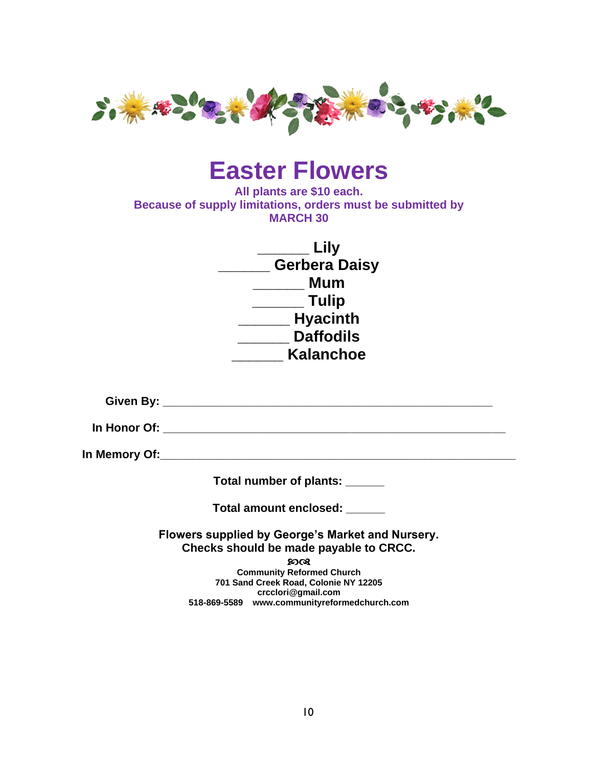# Easter Flowers

**All plants are $10 each.**
**Because of supply limitations, orders must be submitted by MARCH 30**

**______ Lily**
**______ Gerbera Daisy**
**______ Mum**
**______ Tulip**
**______ Hyacinth**
**______ Daffodils**
**______ Kalanchoe**

**Given By:** ____________________________________________________

**In Honor Of:** ____________________________________________________

**In Memory Of:** ____________________________________________________

**Total number of plants:** ______

**Total amount enclosed:** ______

**Flowers supplied by George's Market and Nursery.**
**Checks should be made payable to CRCC.**

**Community Reformed Church**
**701 Sand Creek Road, Colonie NY 12205**
**crcclori@gmail.com**
**518-869-5589 www.communityreformedchurch.com**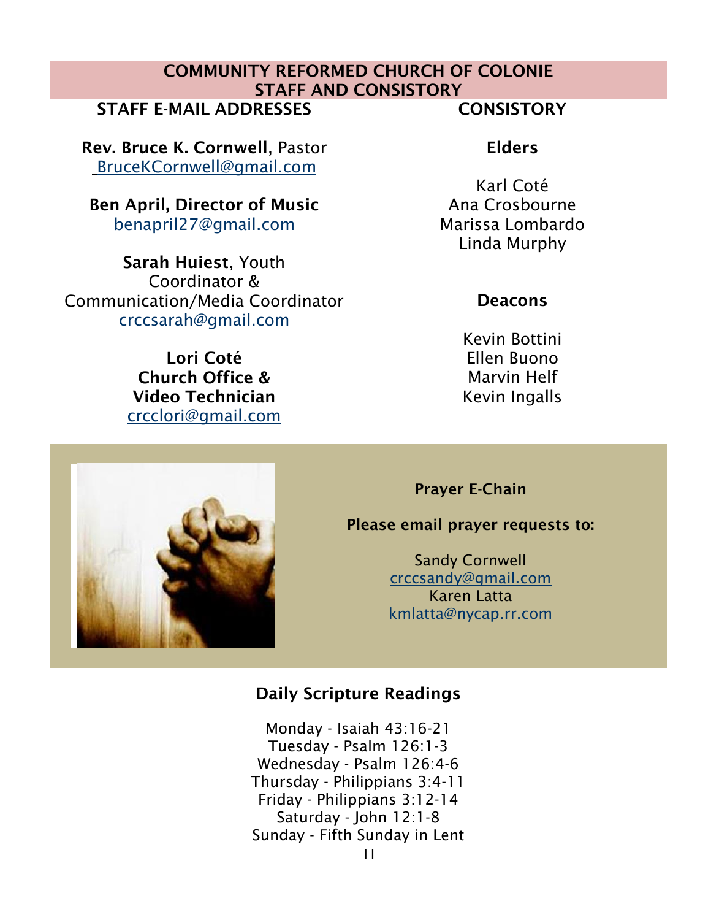## COMMUNITY REFORMED CHURCH OF COLONIE
## STAFF AND CONSISTORY

### STAFF E-MAIL ADDRESSES

**Rev. Bruce K. Cornwell**, Pastor
BruceKCornwell@gmail.com

**Ben April, Director of Music**
benapril27@gmail.com

**Sarah Huiest**, Youth Coordinator & Communication/Media Coordinator
crccsarah@gmail.com

**Lori Coté**
**Church Office & Video Technician**
crcclori@gmail.com

### CONSISTORY

**Elders**

Karl Coté
Ana Crosbourne
Marissa Lombardo
Linda Murphy

**Deacons**

Kevin Bottini
Ellen Buono
Marvin Helf
Kevin Ingalls

**Prayer E-Chain**

**Please email prayer requests to:**

Sandy Cornwell
crccsandy@gmail.com
Karen Latta
kmlatta@nycap.rr.com

### Daily Scripture Readings

Monday - Isaiah 43:16-21
Tuesday - Psalm 126:1-3
Wednesday - Psalm 126:4-6
Thursday - Philippians 3:4-11
Friday - Philippians 3:12-14
Saturday - John 12:1-8
Sunday - Fifth Sunday in Lent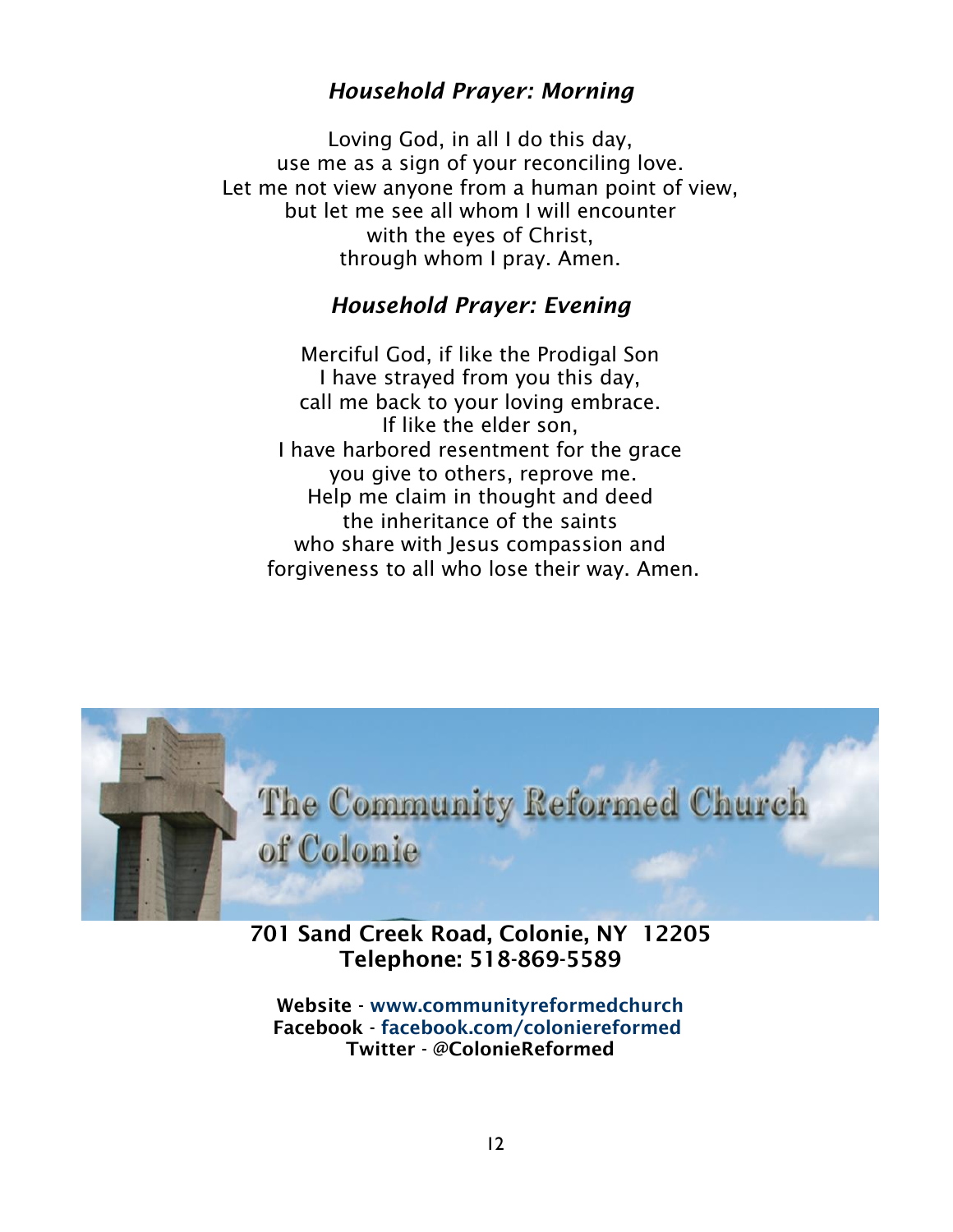### *Household Prayer: Morning*

Loving God, in all I do this day,
use me as a sign of your reconciling love.
Let me not view anyone from a human point of view,
but let me see all whom I will encounter
with the eyes of Christ,
through whom I pray. Amen.

### *Household Prayer: Evening*

Merciful God, if like the Prodigal Son
I have strayed from you this day,
call me back to your loving embrace.
If like the elder son,
I have harbored resentment for the grace
you give to others, reprove me.
Help me claim in thought and deed
the inheritance of the saints
who share with Jesus compassion and
forgiveness to all who lose their way. Amen.

The Community Reformed Church of Colonie

**701 Sand Creek Road, Colonie, NY 12205**
**Telephone: 518-869-5589**

**Website** - www.communityreformedchurch
**Facebook** - facebook.com/coloniereformed
**Twitter** - @ColonieReformed